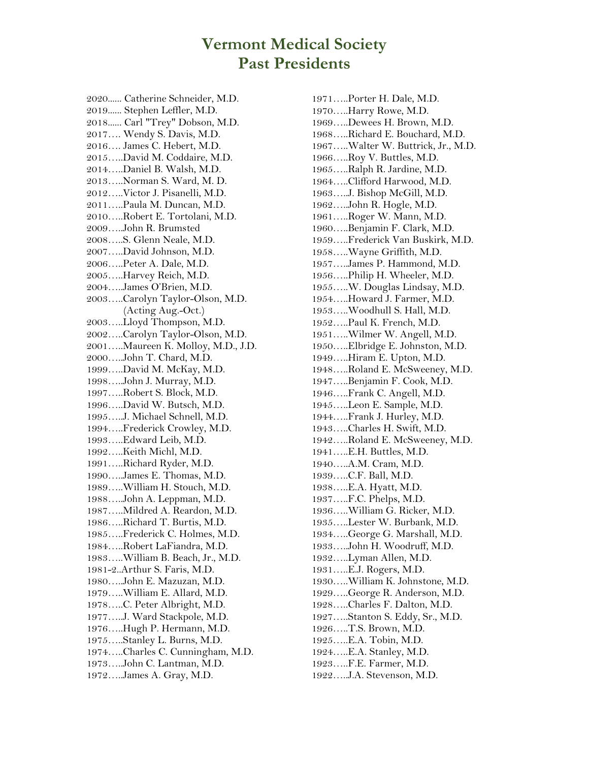# Vermont Medical Society
# Past Presidents

2020...... Catherine Schneider, M.D.
2019...... Stephen Leffler, M.D.
2018...... Carl "Trey" Dobson, M.D.
2017…. Wendy S. Davis, M.D.
2016…. James C. Hebert, M.D.
2015…..David M. Coddaire, M.D.
2014…..Daniel B. Walsh, M.D.
2013…..Norman S. Ward, M. D.
2012…..Victor J. Pisanelli, M.D.
2011…..Paula M. Duncan, M.D.
2010…..Robert E. Tortolani, M.D.
2009…..John R. Brumsted
2008…..S. Glenn Neale, M.D.
2007…..David Johnson, M.D.
2006…..Peter A. Dale, M.D.
2005…..Harvey Reich, M.D.
2004…..James O'Brien, M.D.
2003…..Carolyn Taylor-Olson, M.D. (Acting Aug.-Oct.)
2003…..Lloyd Thompson, M.D.
2002…..Carolyn Taylor-Olson, M.D.
2001…..Maureen K. Molloy, M.D., J.D.
2000…..John T. Chard, M.D.
1999…..David M. McKay, M.D.
1998…..John J. Murray, M.D.
1997…..Robert S. Block, M.D.
1996…..David W. Butsch, M.D.
1995…..J. Michael Schnell, M.D.
1994…..Frederick Crowley, M.D.
1993…..Edward Leib, M.D.
1992…..Keith Michl, M.D.
1991…..Richard Ryder, M.D.
1990…..James E. Thomas, M.D.
1989…..William H. Stouch, M.D.
1988…..John A. Leppman, M.D.
1987…..Mildred A. Reardon, M.D.
1986…..Richard T. Burtis, M.D.
1985…..Frederick C. Holmes, M.D.
1984…..Robert LaFiandra, M.D.
1983…..William B. Beach, Jr., M.D.
1981-2..Arthur S. Faris, M.D.
1980…..John E. Mazuzan, M.D.
1979…..William E. Allard, M.D.
1978…..C. Peter Albright, M.D.
1977…..J. Ward Stackpole, M.D.
1976…..Hugh P. Hermann, M.D.
1975…..Stanley L. Burns, M.D.
1974…..Charles C. Cunningham, M.D.
1973…..John C. Lantman, M.D.
1972…..James A. Gray, M.D.
1971…..Porter H. Dale, M.D.
1970…..Harry Rowe, M.D.
1969…..Dewees H. Brown, M.D.
1968…..Richard E. Bouchard, M.D.
1967…..Walter W. Buttrick, Jr., M.D.
1966…..Roy V. Buttles, M.D.
1965…..Ralph R. Jardine, M.D.
1964…..Clifford Harwood, M.D.
1963…..J. Bishop McGill, M.D.
1962…..John R. Hogle, M.D.
1961…..Roger W. Mann, M.D.
1960…..Benjamin F. Clark, M.D.
1959…..Frederick Van Buskirk, M.D.
1958…..Wayne Griffith, M.D.
1957…..James P. Hammond, M.D.
1956…..Philip H. Wheeler, M.D.
1955…..W. Douglas Lindsay, M.D.
1954…..Howard J. Farmer, M.D.
1953…..Woodhull S. Hall, M.D.
1952…..Paul K. French, M.D.
1951…..Wilmer W. Angell, M.D.
1950…..Elbridge E. Johnston, M.D.
1949…..Hiram E. Upton, M.D.
1948…..Roland E. McSweeney, M.D.
1947…..Benjamin F. Cook, M.D.
1946…..Frank C. Angell, M.D.
1945…..Leon E. Sample, M.D.
1944…..Frank J. Hurley, M.D.
1943…..Charles H. Swift, M.D.
1942…..Roland E. McSweeney, M.D.
1941…..E.H. Buttles, M.D.
1940…..A.M. Cram, M.D.
1939…..C.F. Ball, M.D.
1938…..E.A. Hyatt, M.D.
1937…..F.C. Phelps, M.D.
1936…..William G. Ricker, M.D.
1935…..Lester W. Burbank, M.D.
1934…..George G. Marshall, M.D.
1933…..John H. Woodruff, M.D.
1932…..Lyman Allen, M.D.
1931…..E.J. Rogers, M.D.
1930…..William K. Johnstone, M.D.
1929…..George R. Anderson, M.D.
1928…..Charles F. Dalton, M.D.
1927…..Stanton S. Eddy, Sr., M.D.
1926…..T.S. Brown, M.D.
1925…..E.A. Tobin, M.D.
1924…..E.A. Stanley, M.D.
1923…..F.E. Farmer, M.D.
1922…..J.A. Stevenson, M.D.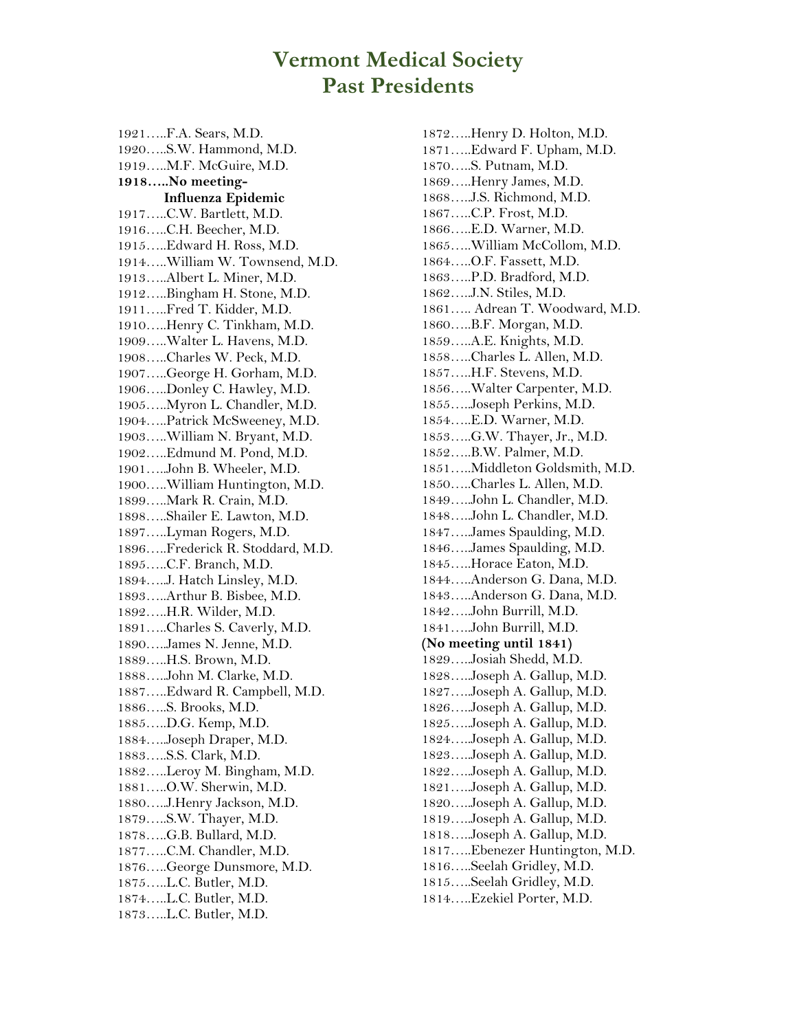# Vermont Medical Society
# Past Presidents

1921…..F.A. Sears, M.D.
1920…..S.W. Hammond, M.D.
1919…..M.F. McGuire, M.D.
**1918…..No meeting-**
**Influenza Epidemic**
1917…..C.W. Bartlett, M.D.
1916…..C.H. Beecher, M.D.
1915…..Edward H. Ross, M.D.
1914…..William W. Townsend, M.D.
1913…..Albert L. Miner, M.D.
1912…..Bingham H. Stone, M.D.
1911…..Fred T. Kidder, M.D.
1910…..Henry C. Tinkham, M.D.
1909…..Walter L. Havens, M.D.
1908…..Charles W. Peck, M.D.
1907…..George H. Gorham, M.D.
1906…..Donley C. Hawley, M.D.
1905…..Myron L. Chandler, M.D.
1904…..Patrick McSweeney, M.D.
1903…..William N. Bryant, M.D.
1902…..Edmund M. Pond, M.D.
1901…..John B. Wheeler, M.D.
1900…..William Huntington, M.D.
1899…..Mark R. Crain, M.D.
1898…..Shailer E. Lawton, M.D.
1897…..Lyman Rogers, M.D.
1896…..Frederick R. Stoddard, M.D.
1895…..C.F. Branch, M.D.
1894…..J. Hatch Linsley, M.D.
1893…..Arthur B. Bisbee, M.D.
1892…..H.R. Wilder, M.D.
1891…..Charles S. Caverly, M.D.
1890…..James N. Jenne, M.D.
1889…..H.S. Brown, M.D.
1888…..John M. Clarke, M.D.
1887…..Edward R. Campbell, M.D.
1886…..S. Brooks, M.D.
1885…..D.G. Kemp, M.D.
1884…..Joseph Draper, M.D.
1883…..S.S. Clark, M.D.
1882…..Leroy M. Bingham, M.D.
1881…..O.W. Sherwin, M.D.
1880…..J.Henry Jackson, M.D.
1879…..S.W. Thayer, M.D.
1878…..G.B. Bullard, M.D.
1877…..C.M. Chandler, M.D.
1876…..George Dunsmore, M.D.
1875…..L.C. Butler, M.D.
1874…..L.C. Butler, M.D.
1873…..L.C. Butler, M.D.
1872…..Henry D. Holton, M.D.
1871…..Edward F. Upham, M.D.
1870…..S. Putnam, M.D.
1869…..Henry James, M.D.
1868…..J.S. Richmond, M.D.
1867…..C.P. Frost, M.D.
1866…..E.D. Warner, M.D.
1865…..William McCollom, M.D.
1864…..O.F. Fassett, M.D.
1863…..P.D. Bradford, M.D.
1862…..J.N. Stiles, M.D.
1861….. Adrean T. Woodward, M.D.
1860…..B.F. Morgan, M.D.
1859…..A.E. Knights, M.D.
1858…..Charles L. Allen, M.D.
1857…..H.F. Stevens, M.D.
1856…..Walter Carpenter, M.D.
1855…..Joseph Perkins, M.D.
1854…..E.D. Warner, M.D.
1853…..G.W. Thayer, Jr., M.D.
1852…..B.W. Palmer, M.D.
1851…..Middleton Goldsmith, M.D.
1850…..Charles L. Allen, M.D.
1849…..John L. Chandler, M.D.
1848…..John L. Chandler, M.D.
1847…..James Spaulding, M.D.
1846…..James Spaulding, M.D.
1845…..Horace Eaton, M.D.
1844…..Anderson G. Dana, M.D.
1843…..Anderson G. Dana, M.D.
1842…..John Burrill, M.D.
1841…..John Burrill, M.D.
**(No meeting until 1841)**
1829…..Josiah Shedd, M.D.
1828…..Joseph A. Gallup, M.D.
1827…..Joseph A. Gallup, M.D.
1826…..Joseph A. Gallup, M.D.
1825…..Joseph A. Gallup, M.D.
1824…..Joseph A. Gallup, M.D.
1823…..Joseph A. Gallup, M.D.
1822…..Joseph A. Gallup, M.D.
1821…..Joseph A. Gallup, M.D.
1820…..Joseph A. Gallup, M.D.
1819…..Joseph A. Gallup, M.D.
1818…..Joseph A. Gallup, M.D.
1817…..Ebenezer Huntington, M.D.
1816…..Seelah Gridley, M.D.
1815…..Seelah Gridley, M.D.
1814…..Ezekiel Porter, M.D.